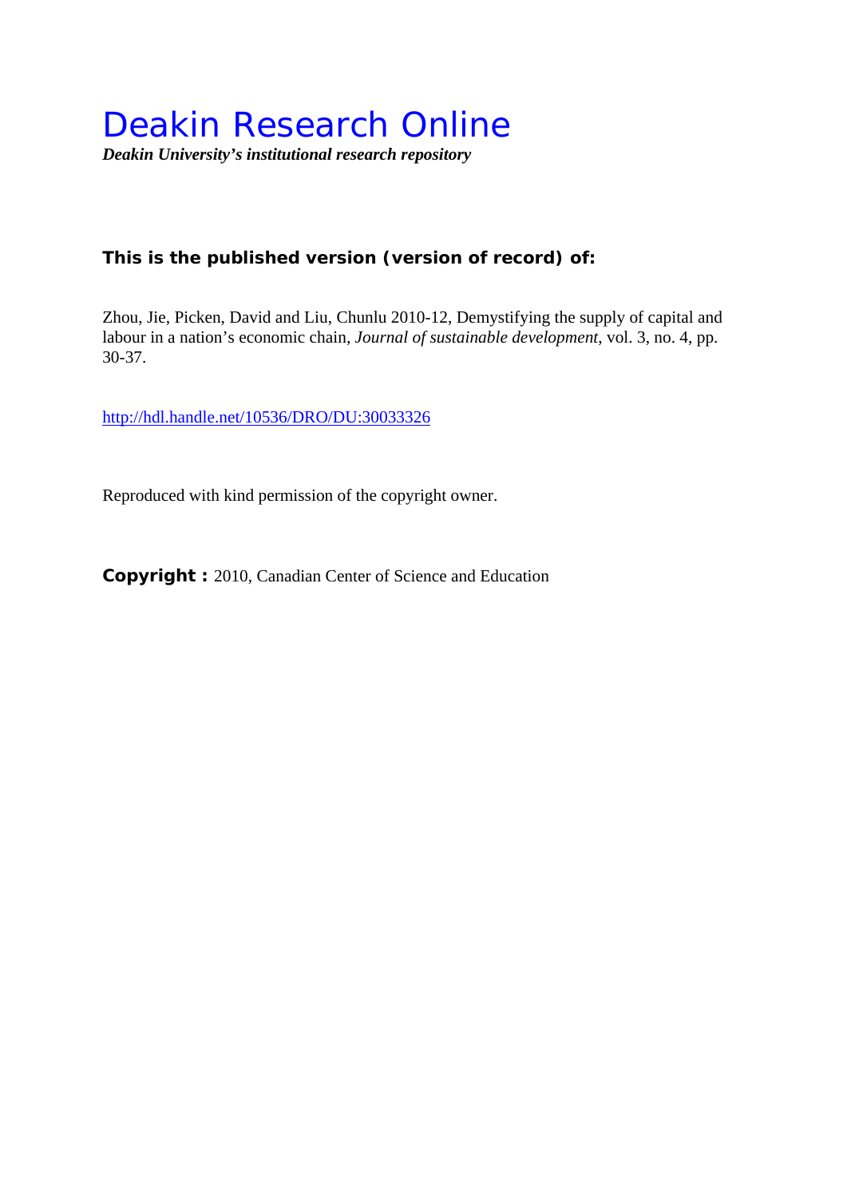# Deakin Research Online

***Deakin University's institutional research repository***

**This is the published version (version of record) of:**

Zhou, Jie, Picken, David and Liu, Chunlu 2010-12, Demystifying the supply of capital and labour in a nation's economic chain, *Journal of sustainable development*, vol. 3, no. 4, pp. 30-37.

http://hdl.handle.net/10536/DRO/DU:30033326

Reproduced with kind permission of the copyright owner.

**Copyright :** 2010, Canadian Center of Science and Education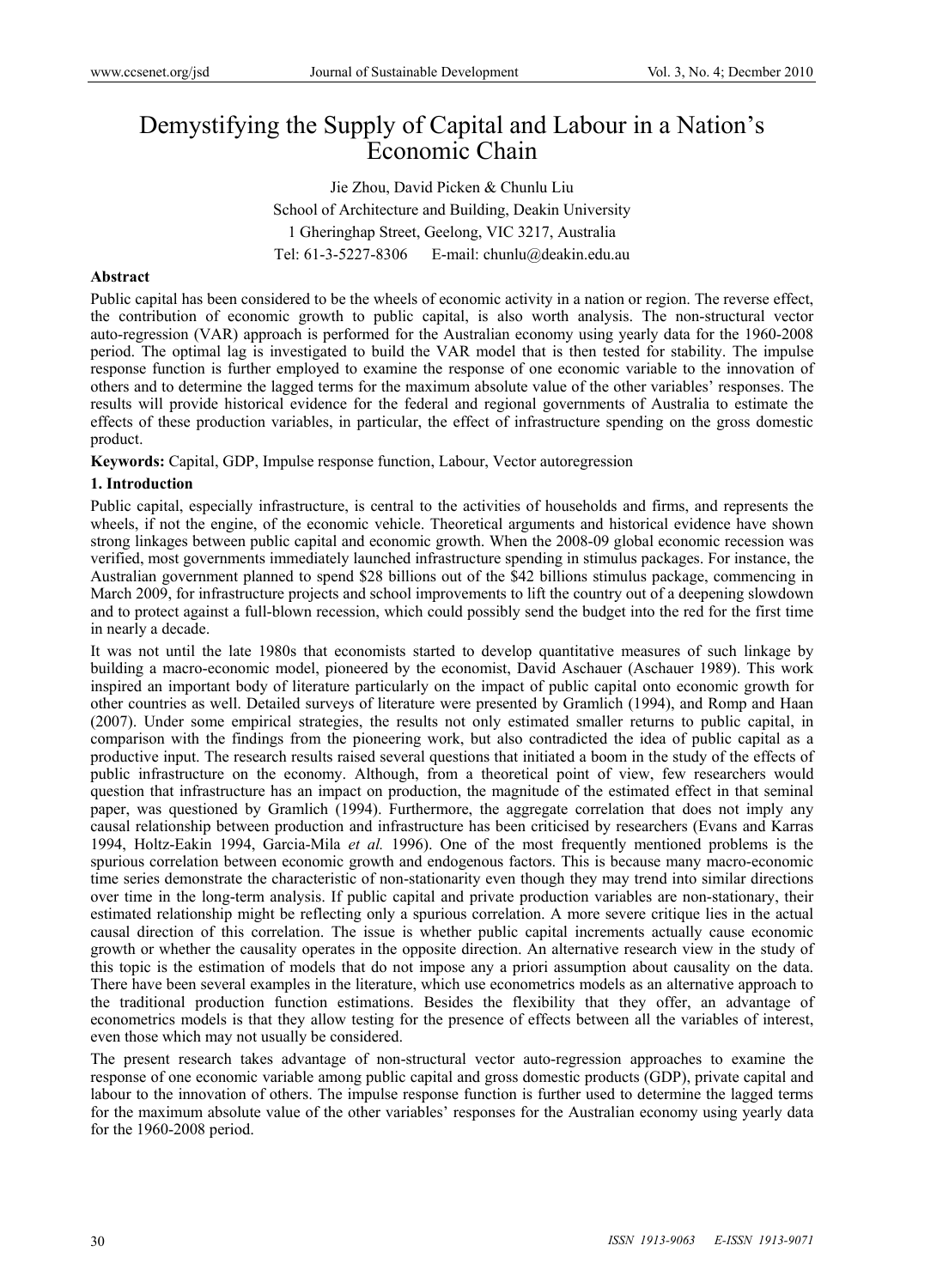# Demystifying the Supply of Capital and Labour in a Nation's Economic Chain

Jie Zhou, David Picken & Chunlu Liu

School of Architecture and Building, Deakin University

1 Gheringhap Street, Geelong, VIC 3217, Australia

Tel: 61-3-5227-8306 E-mail: chunlu@deakin.edu.au

**Abstract**

Public capital has been considered to be the wheels of economic activity in a nation or region. The reverse effect, the contribution of economic growth to public capital, is also worth analysis. The non-structural vector auto-regression (VAR) approach is performed for the Australian economy using yearly data for the 1960-2008 period. The optimal lag is investigated to build the VAR model that is then tested for stability. The impulse response function is further employed to examine the response of one economic variable to the innovation of others and to determine the lagged terms for the maximum absolute value of the other variables' responses. The results will provide historical evidence for the federal and regional governments of Australia to estimate the effects of these production variables, in particular, the effect of infrastructure spending on the gross domestic product.

**Keywords:** Capital, GDP, Impulse response function, Labour, Vector autoregression

## 1. Introduction

Public capital, especially infrastructure, is central to the activities of households and firms, and represents the wheels, if not the engine, of the economic vehicle. Theoretical arguments and historical evidence have shown strong linkages between public capital and economic growth. When the 2008-09 global economic recession was verified, most governments immediately launched infrastructure spending in stimulus packages. For instance, the Australian government planned to spend $28 billions out of the $42 billions stimulus package, commencing in March 2009, for infrastructure projects and school improvements to lift the country out of a deepening slowdown and to protect against a full-blown recession, which could possibly send the budget into the red for the first time in nearly a decade.

It was not until the late 1980s that economists started to develop quantitative measures of such linkage by building a macro-economic model, pioneered by the economist, David Aschauer (Aschauer 1989). This work inspired an important body of literature particularly on the impact of public capital onto economic growth for other countries as well. Detailed surveys of literature were presented by Gramlich (1994), and Romp and Haan (2007). Under some empirical strategies, the results not only estimated smaller returns to public capital, in comparison with the findings from the pioneering work, but also contradicted the idea of public capital as a productive input. The research results raised several questions that initiated a boom in the study of the effects of public infrastructure on the economy. Although, from a theoretical point of view, few researchers would question that infrastructure has an impact on production, the magnitude of the estimated effect in that seminal paper, was questioned by Gramlich (1994). Furthermore, the aggregate correlation that does not imply any causal relationship between production and infrastructure has been criticised by researchers (Evans and Karras 1994, Holtz-Eakin 1994, Garcia-Mila *et al.* 1996). One of the most frequently mentioned problems is the spurious correlation between economic growth and endogenous factors. This is because many macro-economic time series demonstrate the characteristic of non-stationarity even though they may trend into similar directions over time in the long-term analysis. If public capital and private production variables are non-stationary, their estimated relationship might be reflecting only a spurious correlation. A more severe critique lies in the actual causal direction of this correlation. The issue is whether public capital increments actually cause economic growth or whether the causality operates in the opposite direction. An alternative research view in the study of this topic is the estimation of models that do not impose any a priori assumption about causality on the data. There have been several examples in the literature, which use econometrics models as an alternative approach to the traditional production function estimations. Besides the flexibility that they offer, an advantage of econometrics models is that they allow testing for the presence of effects between all the variables of interest, even those which may not usually be considered.

The present research takes advantage of non-structural vector auto-regression approaches to examine the response of one economic variable among public capital and gross domestic products (GDP), private capital and labour to the innovation of others. The impulse response function is further used to determine the lagged terms for the maximum absolute value of the other variables' responses for the Australian economy using yearly data for the 1960-2008 period.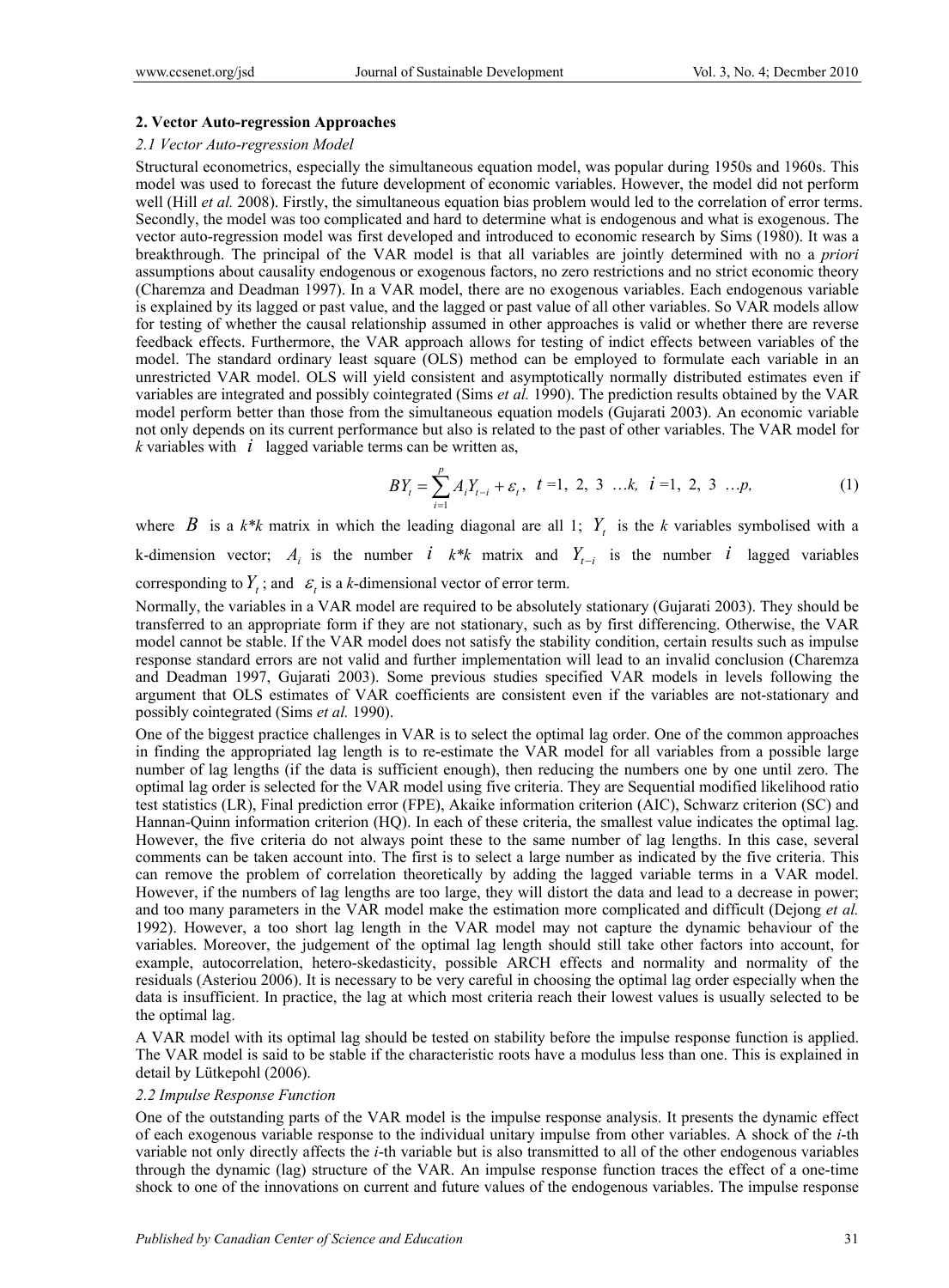## 2. Vector Auto-regression Approaches

### *2.1 Vector Auto-regression Model*

Structural econometrics, especially the simultaneous equation model, was popular during 1950s and 1960s. This model was used to forecast the future development of economic variables. However, the model did not perform well (Hill *et al.* 2008). Firstly, the simultaneous equation bias problem would led to the correlation of error terms. Secondly, the model was too complicated and hard to determine what is endogenous and what is exogenous. The vector auto-regression model was first developed and introduced to economic research by Sims (1980). It was a breakthrough. The principal of the VAR model is that all variables are jointly determined with no a *priori* assumptions about causality endogenous or exogenous factors, no zero restrictions and no strict economic theory (Charemza and Deadman 1997). In a VAR model, there are no exogenous variables. Each endogenous variable is explained by its lagged or past value, and the lagged or past value of all other variables. So VAR models allow for testing of whether the causal relationship assumed in other approaches is valid or whether there are reverse feedback effects. Furthermore, the VAR approach allows for testing of indict effects between variables of the model. The standard ordinary least square (OLS) method can be employed to formulate each variable in an unrestricted VAR model. OLS will yield consistent and asymptotically normally distributed estimates even if variables are integrated and possibly cointegrated (Sims *et al.* 1990). The prediction results obtained by the VAR model perform better than those from the simultaneous equation models (Gujarati 2003). An economic variable not only depends on its current performance but also is related to the past of other variables. The VAR model for *k* variables with $i$ lagged variable terms can be written as,

$$BY_t = \sum_{i=1}^{p} A_i Y_{t-i} + \varepsilon_t, \quad t = 1, 2, 3 \ldots k, \quad i = 1, 2, 3 \ldots p, \tag{1}$$

where $B$ is a $k*k$ matrix in which the leading diagonal are all 1; $Y_t$ is the $k$ variables symbolised with a k-dimension vector; $A_i$ is the number $i$ $k*k$ matrix and $Y_{t-i}$ is the number $i$ lagged variables corresponding to $Y_t$; and $\varepsilon_t$ is a $k$-dimensional vector of error term.

Normally, the variables in a VAR model are required to be absolutely stationary (Gujarati 2003). They should be transferred to an appropriate form if they are not stationary, such as by first differencing. Otherwise, the VAR model cannot be stable. If the VAR model does not satisfy the stability condition, certain results such as impulse response standard errors are not valid and further implementation will lead to an invalid conclusion (Charemza and Deadman 1997, Gujarati 2003). Some previous studies specified VAR models in levels following the argument that OLS estimates of VAR coefficients are consistent even if the variables are not-stationary and possibly cointegrated (Sims *et al.* 1990).

One of the biggest practice challenges in VAR is to select the optimal lag order. One of the common approaches in finding the appropriated lag length is to re-estimate the VAR model for all variables from a possible large number of lag lengths (if the data is sufficient enough), then reducing the numbers one by one until zero. The optimal lag order is selected for the VAR model using five criteria. They are Sequential modified likelihood ratio test statistics (LR), Final prediction error (FPE), Akaike information criterion (AIC), Schwarz criterion (SC) and Hannan-Quinn information criterion (HQ). In each of these criteria, the smallest value indicates the optimal lag. However, the five criteria do not always point these to the same number of lag lengths. In this case, several comments can be taken account into. The first is to select a large number as indicated by the five criteria. This can remove the problem of correlation theoretically by adding the lagged variable terms in a VAR model. However, if the numbers of lag lengths are too large, they will distort the data and lead to a decrease in power; and too many parameters in the VAR model make the estimation more complicated and difficult (Dejong *et al.* 1992). However, a too short lag length in the VAR model may not capture the dynamic behaviour of the variables. Moreover, the judgement of the optimal lag length should still take other factors into account, for example, autocorrelation, hetero-skedasticity, possible ARCH effects and normality and normality of the residuals (Asteriou 2006). It is necessary to be very careful in choosing the optimal lag order especially when the data is insufficient. In practice, the lag at which most criteria reach their lowest values is usually selected to be the optimal lag.

A VAR model with its optimal lag should be tested on stability before the impulse response function is applied. The VAR model is said to be stable if the characteristic roots have a modulus less than one. This is explained in detail by Lütkepohl (2006).

### *2.2 Impulse Response Function*

One of the outstanding parts of the VAR model is the impulse response analysis. It presents the dynamic effect of each exogenous variable response to the individual unitary impulse from other variables. A shock of the *i*-th variable not only directly affects the *i*-th variable but is also transmitted to all of the other endogenous variables through the dynamic (lag) structure of the VAR. An impulse response function traces the effect of a one-time shock to one of the innovations on current and future values of the endogenous variables. The impulse response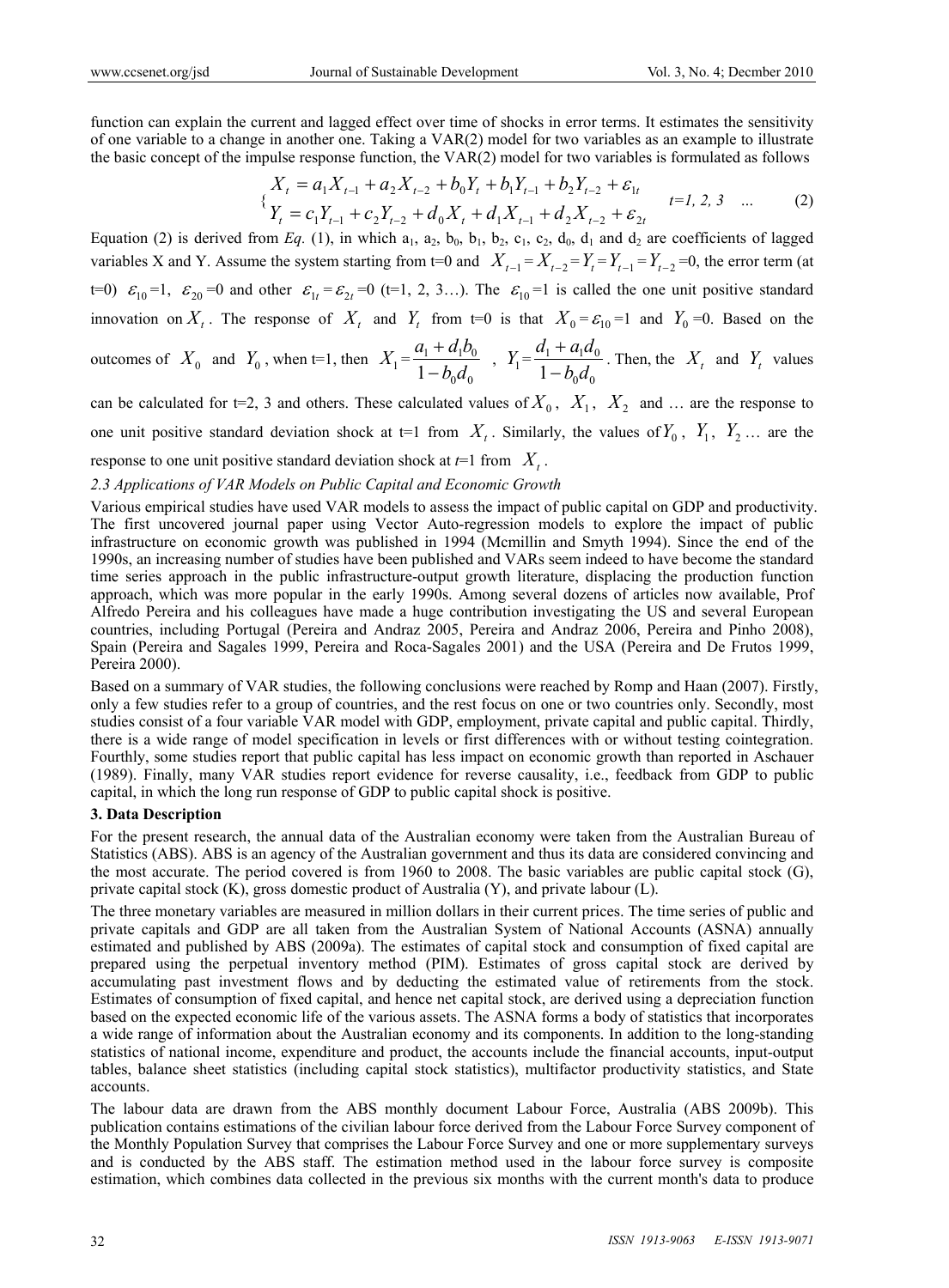function can explain the current and lagged effect over time of shocks in error terms. It estimates the sensitivity of one variable to a change in another one. Taking a VAR(2) model for two variables as an example to illustrate the basic concept of the impulse response function, the VAR(2) model for two variables is formulated as follows

$$\begin{cases} X_t = a_1 X_{t-1} + a_2 X_{t-2} + b_0 Y_t + b_1 Y_{t-1} + b_2 Y_{t-2} + \varepsilon_{1t} \\ Y_t = c_1 Y_{t-1} + c_2 Y_{t-2} + d_0 X_t + d_1 X_{t-1} + d_2 X_{t-2} + \varepsilon_{2t} \end{cases} \quad t=1,\ 2,\ 3 \quad \ldots \tag{2}$$

Equation (2) is derived from *Eq.* (1), in which $a_1$, $a_2$, $b_0$, $b_1$, $b_2$, $c_1$, $c_2$, $d_0$, $d_1$ and $d_2$ are coefficients of lagged variables X and Y. Assume the system starting from t=0 and $X_{t-1} = X_{t-2} = Y_t = Y_{t-1} = Y_{t-2} = 0$, the error term (at t=0) $\varepsilon_{10}=1$, $\varepsilon_{20}=0$ and other $\varepsilon_{1t}=\varepsilon_{2t}=0$ (t=1, 2, 3…). The $\varepsilon_{10}=1$ is called the one unit positive standard innovation on $X_t$. The response of $X_t$ and $Y_t$ from t=0 is that $X_0 = \varepsilon_{10} = 1$ and $Y_0 = 0$. Based on the outcomes of $X_0$ and $Y_0$, when t=1, then $X_1 = \dfrac{a_1 + d_1 b_0}{1 - b_0 d_0}$ , $Y_1 = \dfrac{d_1 + a_1 d_0}{1 - b_0 d_0}$. Then, the $X_t$ and $Y_t$ values can be calculated for t=2, 3 and others. These calculated values of $X_0$, $X_1$, $X_2$ and … are the response to one unit positive standard deviation shock at t=1 from $X_t$. Similarly, the values of $Y_0$, $Y_1$, $Y_2$ … are the response to one unit positive standard deviation shock at *t*=1 from $X_t$.

### *2.3 Applications of VAR Models on Public Capital and Economic Growth*

Various empirical studies have used VAR models to assess the impact of public capital on GDP and productivity. The first uncovered journal paper using Vector Auto-regression models to explore the impact of public infrastructure on economic growth was published in 1994 (Mcmillin and Smyth 1994). Since the end of the 1990s, an increasing number of studies have been published and VARs seem indeed to have become the standard time series approach in the public infrastructure-output growth literature, displacing the production function approach, which was more popular in the early 1990s. Among several dozens of articles now available, Prof Alfredo Pereira and his colleagues have made a huge contribution investigating the US and several European countries, including Portugal (Pereira and Andraz 2005, Pereira and Andraz 2006, Pereira and Pinho 2008), Spain (Pereira and Sagales 1999, Pereira and Roca-Sagales 2001) and the USA (Pereira and De Frutos 1999, Pereira 2000).

Based on a summary of VAR studies, the following conclusions were reached by Romp and Haan (2007). Firstly, only a few studies refer to a group of countries, and the rest focus on one or two countries only. Secondly, most studies consist of a four variable VAR model with GDP, employment, private capital and public capital. Thirdly, there is a wide range of model specification in levels or first differences with or without testing cointegration. Fourthly, some studies report that public capital has less impact on economic growth than reported in Aschauer (1989). Finally, many VAR studies report evidence for reverse causality, i.e., feedback from GDP to public capital, in which the long run response of GDP to public capital shock is positive.

## 3. Data Description

For the present research, the annual data of the Australian economy were taken from the Australian Bureau of Statistics (ABS). ABS is an agency of the Australian government and thus its data are considered convincing and the most accurate. The period covered is from 1960 to 2008. The basic variables are public capital stock (G), private capital stock (K), gross domestic product of Australia (Y), and private labour (L).

The three monetary variables are measured in million dollars in their current prices. The time series of public and private capitals and GDP are all taken from the Australian System of National Accounts (ASNA) annually estimated and published by ABS (2009a). The estimates of capital stock and consumption of fixed capital are prepared using the perpetual inventory method (PIM). Estimates of gross capital stock are derived by accumulating past investment flows and by deducting the estimated value of retirements from the stock. Estimates of consumption of fixed capital, and hence net capital stock, are derived using a depreciation function based on the expected economic life of the various assets. The ASNA forms a body of statistics that incorporates a wide range of information about the Australian economy and its components. In addition to the long-standing statistics of national income, expenditure and product, the accounts include the financial accounts, input-output tables, balance sheet statistics (including capital stock statistics), multifactor productivity statistics, and State accounts.

The labour data are drawn from the ABS monthly document Labour Force, Australia (ABS 2009b). This publication contains estimations of the civilian labour force derived from the Labour Force Survey component of the Monthly Population Survey that comprises the Labour Force Survey and one or more supplementary surveys and is conducted by the ABS staff. The estimation method used in the labour force survey is composite estimation, which combines data collected in the previous six months with the current month's data to produce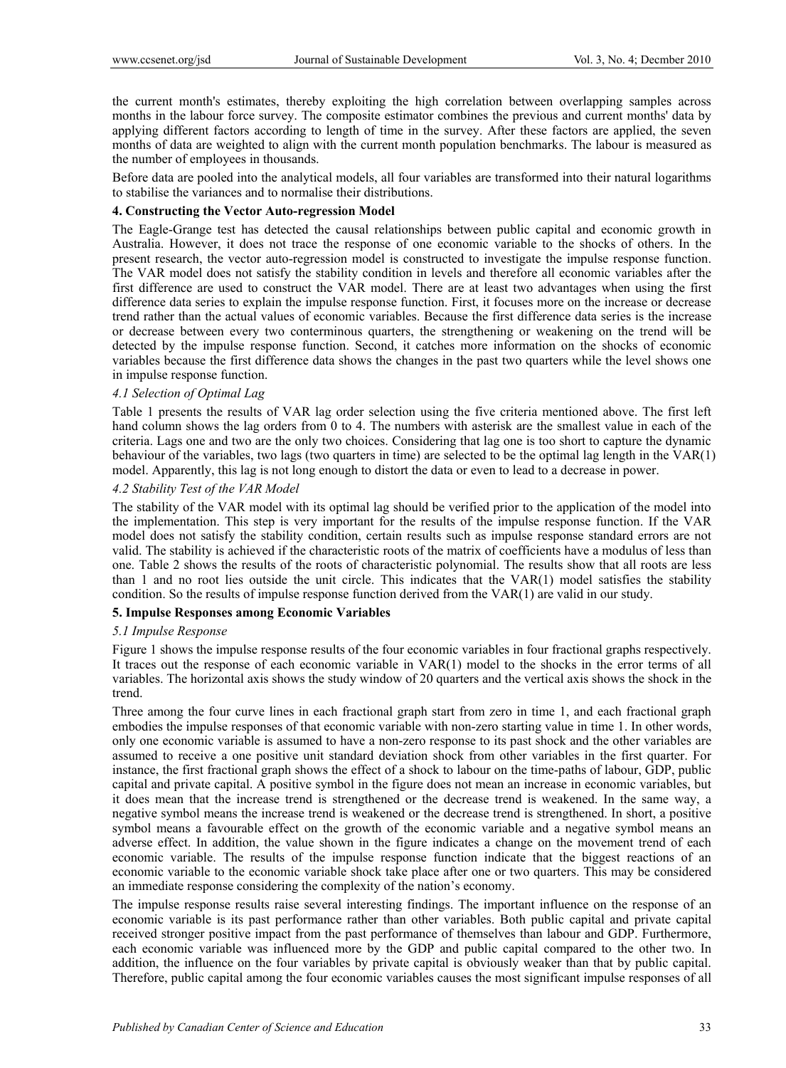the current month's estimates, thereby exploiting the high correlation between overlapping samples across months in the labour force survey. The composite estimator combines the previous and current months' data by applying different factors according to length of time in the survey. After these factors are applied, the seven months of data are weighted to align with the current month population benchmarks. The labour is measured as the number of employees in thousands.

Before data are pooled into the analytical models, all four variables are transformed into their natural logarithms to stabilise the variances and to normalise their distributions.

### 4. Constructing the Vector Auto-regression Model

The Eagle-Grange test has detected the causal relationships between public capital and economic growth in Australia. However, it does not trace the response of one economic variable to the shocks of others. In the present research, the vector auto-regression model is constructed to investigate the impulse response function. The VAR model does not satisfy the stability condition in levels and therefore all economic variables after the first difference are used to construct the VAR model. There are at least two advantages when using the first difference data series to explain the impulse response function. First, it focuses more on the increase or decrease trend rather than the actual values of economic variables. Because the first difference data series is the increase or decrease between every two conterminous quarters, the strengthening or weakening on the trend will be detected by the impulse response function. Second, it catches more information on the shocks of economic variables because the first difference data shows the changes in the past two quarters while the level shows one in impulse response function.

#### *4.1 Selection of Optimal Lag*

Table 1 presents the results of VAR lag order selection using the five criteria mentioned above. The first left hand column shows the lag orders from 0 to 4. The numbers with asterisk are the smallest value in each of the criteria. Lags one and two are the only two choices. Considering that lag one is too short to capture the dynamic behaviour of the variables, two lags (two quarters in time) are selected to be the optimal lag length in the VAR(1) model. Apparently, this lag is not long enough to distort the data or even to lead to a decrease in power.

#### *4.2 Stability Test of the VAR Model*

The stability of the VAR model with its optimal lag should be verified prior to the application of the model into the implementation. This step is very important for the results of the impulse response function. If the VAR model does not satisfy the stability condition, certain results such as impulse response standard errors are not valid. The stability is achieved if the characteristic roots of the matrix of coefficients have a modulus of less than one. Table 2 shows the results of the roots of characteristic polynomial. The results show that all roots are less than 1 and no root lies outside the unit circle. This indicates that the VAR(1) model satisfies the stability condition. So the results of impulse response function derived from the VAR(1) are valid in our study.

### 5. Impulse Responses among Economic Variables

#### *5.1 Impulse Response*

Figure 1 shows the impulse response results of the four economic variables in four fractional graphs respectively. It traces out the response of each economic variable in VAR(1) model to the shocks in the error terms of all variables. The horizontal axis shows the study window of 20 quarters and the vertical axis shows the shock in the trend.

Three among the four curve lines in each fractional graph start from zero in time 1, and each fractional graph embodies the impulse responses of that economic variable with non-zero starting value in time 1. In other words, only one economic variable is assumed to have a non-zero response to its past shock and the other variables are assumed to receive a one positive unit standard deviation shock from other variables in the first quarter. For instance, the first fractional graph shows the effect of a shock to labour on the time-paths of labour, GDP, public capital and private capital. A positive symbol in the figure does not mean an increase in economic variables, but it does mean that the increase trend is strengthened or the decrease trend is weakened. In the same way, a negative symbol means the increase trend is weakened or the decrease trend is strengthened. In short, a positive symbol means a favourable effect on the growth of the economic variable and a negative symbol means an adverse effect. In addition, the value shown in the figure indicates a change on the movement trend of each economic variable. The results of the impulse response function indicate that the biggest reactions of an economic variable to the economic variable shock take place after one or two quarters. This may be considered an immediate response considering the complexity of the nation's economy.

The impulse response results raise several interesting findings. The important influence on the response of an economic variable is its past performance rather than other variables. Both public capital and private capital received stronger positive impact from the past performance of themselves than labour and GDP. Furthermore, each economic variable was influenced more by the GDP and public capital compared to the other two. In addition, the influence on the four variables by private capital is obviously weaker than that by public capital. Therefore, public capital among the four economic variables causes the most significant impulse responses of all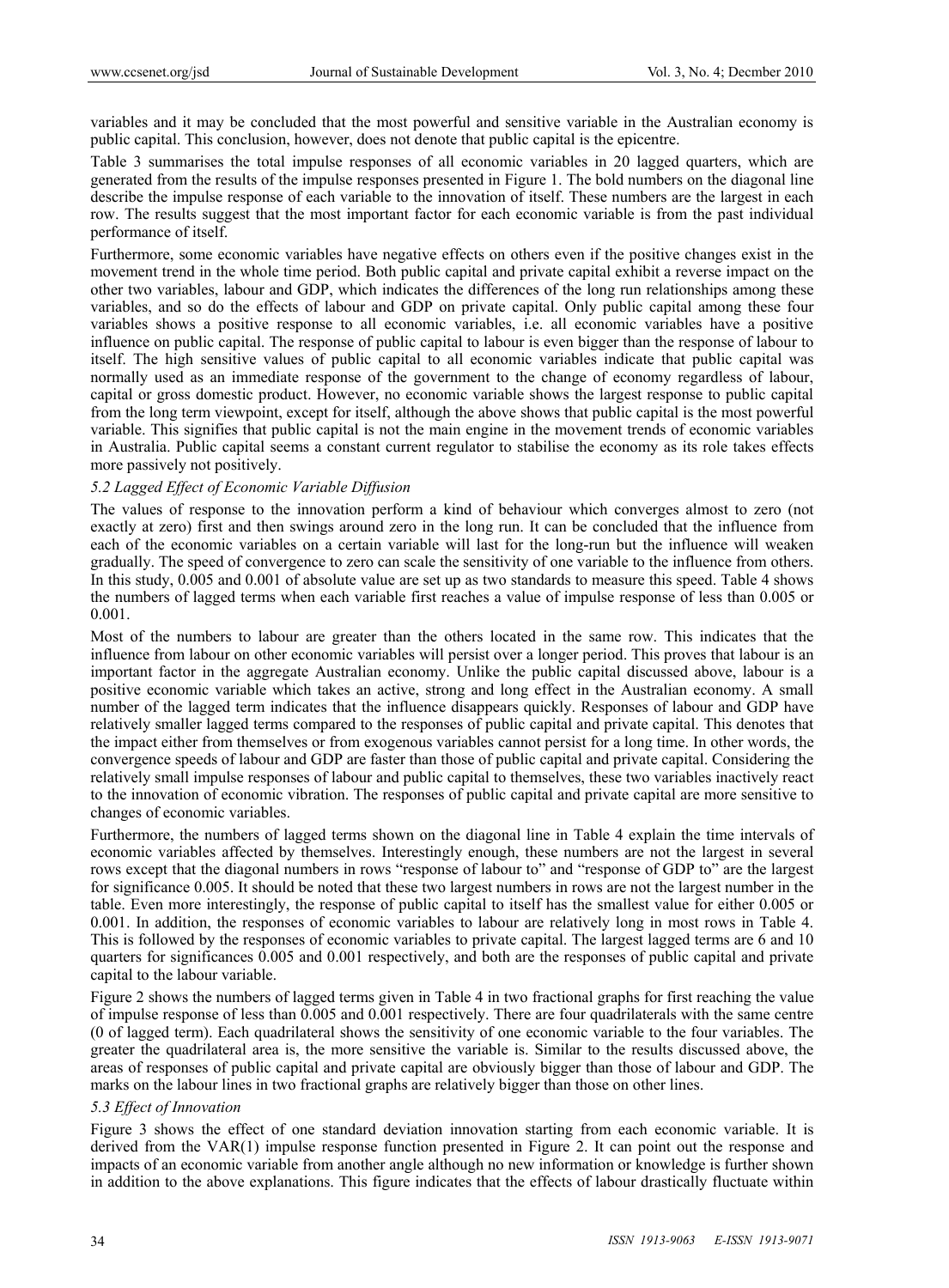variables and it may be concluded that the most powerful and sensitive variable in the Australian economy is public capital. This conclusion, however, does not denote that public capital is the epicentre.

Table 3 summarises the total impulse responses of all economic variables in 20 lagged quarters, which are generated from the results of the impulse responses presented in Figure 1. The bold numbers on the diagonal line describe the impulse response of each variable to the innovation of itself. These numbers are the largest in each row. The results suggest that the most important factor for each economic variable is from the past individual performance of itself.

Furthermore, some economic variables have negative effects on others even if the positive changes exist in the movement trend in the whole time period. Both public capital and private capital exhibit a reverse impact on the other two variables, labour and GDP, which indicates the differences of the long run relationships among these variables, and so do the effects of labour and GDP on private capital. Only public capital among these four variables shows a positive response to all economic variables, i.e. all economic variables have a positive influence on public capital. The response of public capital to labour is even bigger than the response of labour to itself. The high sensitive values of public capital to all economic variables indicate that public capital was normally used as an immediate response of the government to the change of economy regardless of labour, capital or gross domestic product. However, no economic variable shows the largest response to public capital from the long term viewpoint, except for itself, although the above shows that public capital is the most powerful variable. This signifies that public capital is not the main engine in the movement trends of economic variables in Australia. Public capital seems a constant current regulator to stabilise the economy as its role takes effects more passively not positively.

### *5.2 Lagged Effect of Economic Variable Diffusion*

The values of response to the innovation perform a kind of behaviour which converges almost to zero (not exactly at zero) first and then swings around zero in the long run. It can be concluded that the influence from each of the economic variables on a certain variable will last for the long-run but the influence will weaken gradually. The speed of convergence to zero can scale the sensitivity of one variable to the influence from others. In this study, 0.005 and 0.001 of absolute value are set up as two standards to measure this speed. Table 4 shows the numbers of lagged terms when each variable first reaches a value of impulse response of less than 0.005 or 0.001.

Most of the numbers to labour are greater than the others located in the same row. This indicates that the influence from labour on other economic variables will persist over a longer period. This proves that labour is an important factor in the aggregate Australian economy. Unlike the public capital discussed above, labour is a positive economic variable which takes an active, strong and long effect in the Australian economy. A small number of the lagged term indicates that the influence disappears quickly. Responses of labour and GDP have relatively smaller lagged terms compared to the responses of public capital and private capital. This denotes that the impact either from themselves or from exogenous variables cannot persist for a long time. In other words, the convergence speeds of labour and GDP are faster than those of public capital and private capital. Considering the relatively small impulse responses of labour and public capital to themselves, these two variables inactively react to the innovation of economic vibration. The responses of public capital and private capital are more sensitive to changes of economic variables.

Furthermore, the numbers of lagged terms shown on the diagonal line in Table 4 explain the time intervals of economic variables affected by themselves. Interestingly enough, these numbers are not the largest in several rows except that the diagonal numbers in rows "response of labour to" and "response of GDP to" are the largest for significance 0.005. It should be noted that these two largest numbers in rows are not the largest number in the table. Even more interestingly, the response of public capital to itself has the smallest value for either 0.005 or 0.001. In addition, the responses of economic variables to labour are relatively long in most rows in Table 4. This is followed by the responses of economic variables to private capital. The largest lagged terms are 6 and 10 quarters for significances 0.005 and 0.001 respectively, and both are the responses of public capital and private capital to the labour variable.

Figure 2 shows the numbers of lagged terms given in Table 4 in two fractional graphs for first reaching the value of impulse response of less than 0.005 and 0.001 respectively. There are four quadrilaterals with the same centre (0 of lagged term). Each quadrilateral shows the sensitivity of one economic variable to the four variables. The greater the quadrilateral area is, the more sensitive the variable is. Similar to the results discussed above, the areas of responses of public capital and private capital are obviously bigger than those of labour and GDP. The marks on the labour lines in two fractional graphs are relatively bigger than those on other lines.

### *5.3 Effect of Innovation*

Figure 3 shows the effect of one standard deviation innovation starting from each economic variable. It is derived from the VAR(1) impulse response function presented in Figure 2. It can point out the response and impacts of an economic variable from another angle although no new information or knowledge is further shown in addition to the above explanations. This figure indicates that the effects of labour drastically fluctuate within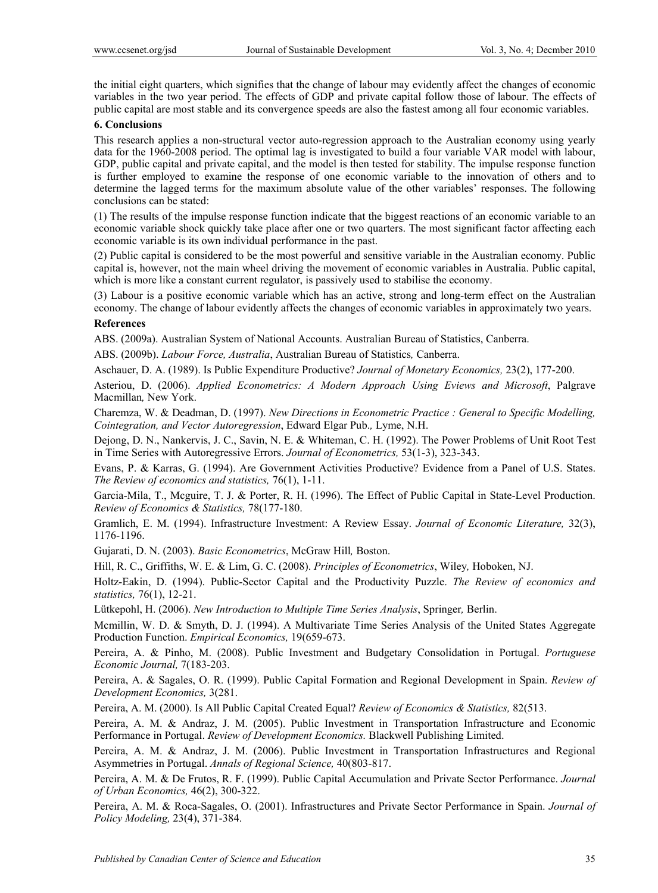the initial eight quarters, which signifies that the change of labour may evidently affect the changes of economic variables in the two year period. The effects of GDP and private capital follow those of labour. The effects of public capital are most stable and its convergence speeds are also the fastest among all four economic variables.

## 6. Conclusions

This research applies a non-structural vector auto-regression approach to the Australian economy using yearly data for the 1960-2008 period. The optimal lag is investigated to build a four variable VAR model with labour, GDP, public capital and private capital, and the model is then tested for stability. The impulse response function is further employed to examine the response of one economic variable to the innovation of others and to determine the lagged terms for the maximum absolute value of the other variables' responses. The following conclusions can be stated:

(1) The results of the impulse response function indicate that the biggest reactions of an economic variable to an economic variable shock quickly take place after one or two quarters. The most significant factor affecting each economic variable is its own individual performance in the past.

(2) Public capital is considered to be the most powerful and sensitive variable in the Australian economy. Public capital is, however, not the main wheel driving the movement of economic variables in Australia. Public capital, which is more like a constant current regulator, is passively used to stabilise the economy.

(3) Labour is a positive economic variable which has an active, strong and long-term effect on the Australian economy. The change of labour evidently affects the changes of economic variables in approximately two years.

## References

ABS. (2009a). Australian System of National Accounts. Australian Bureau of Statistics, Canberra.

ABS. (2009b). *Labour Force, Australia*, Australian Bureau of Statistics*,* Canberra.

Aschauer, D. A. (1989). Is Public Expenditure Productive? *Journal of Monetary Economics,* 23(2), 177-200.

Asteriou, D. (2006). *Applied Econometrics: A Modern Approach Using Eviews and Microsoft*, Palgrave Macmillan*,* New York.

Charemza, W. & Deadman, D. (1997). *New Directions in Econometric Practice : General to Specific Modelling, Cointegration, and Vector Autoregression*, Edward Elgar Pub.*,* Lyme, N.H.

Dejong, D. N., Nankervis, J. C., Savin, N. E. & Whiteman, C. H. (1992). The Power Problems of Unit Root Test in Time Series with Autoregressive Errors. *Journal of Econometrics,* 53(1-3), 323-343.

Evans, P. & Karras, G. (1994). Are Government Activities Productive? Evidence from a Panel of U.S. States. *The Review of economics and statistics,* 76(1), 1-11.

Garcia-Mila, T., Mcguire, T. J. & Porter, R. H. (1996). The Effect of Public Capital in State-Level Production. *Review of Economics & Statistics,* 78(177-180.

Gramlich, E. M. (1994). Infrastructure Investment: A Review Essay. *Journal of Economic Literature,* 32(3), 1176-1196.

Gujarati, D. N. (2003). *Basic Econometrics*, McGraw Hill*,* Boston.

Hill, R. C., Griffiths, W. E. & Lim, G. C. (2008). *Principles of Econometrics*, Wiley*,* Hoboken, NJ.

Holtz-Eakin, D. (1994). Public-Sector Capital and the Productivity Puzzle. *The Review of economics and statistics,* 76(1), 12-21.

Lütkepohl, H. (2006). *New Introduction to Multiple Time Series Analysis*, Springer*,* Berlin.

Mcmillin, W. D. & Smyth, D. J. (1994). A Multivariate Time Series Analysis of the United States Aggregate Production Function. *Empirical Economics,* 19(659-673.

Pereira, A. & Pinho, M. (2008). Public Investment and Budgetary Consolidation in Portugal. *Portuguese Economic Journal,* 7(183-203.

Pereira, A. & Sagales, O. R. (1999). Public Capital Formation and Regional Development in Spain. *Review of Development Economics,* 3(281.

Pereira, A. M. (2000). Is All Public Capital Created Equal? *Review of Economics & Statistics,* 82(513.

Pereira, A. M. & Andraz, J. M. (2005). Public Investment in Transportation Infrastructure and Economic Performance in Portugal. *Review of Development Economics.* Blackwell Publishing Limited.

Pereira, A. M. & Andraz, J. M. (2006). Public Investment in Transportation Infrastructures and Regional Asymmetries in Portugal. *Annals of Regional Science,* 40(803-817.

Pereira, A. M. & De Frutos, R. F. (1999). Public Capital Accumulation and Private Sector Performance. *Journal of Urban Economics,* 46(2), 300-322.

Pereira, A. M. & Roca-Sagales, O. (2001). Infrastructures and Private Sector Performance in Spain. *Journal of Policy Modeling,* 23(4), 371-384.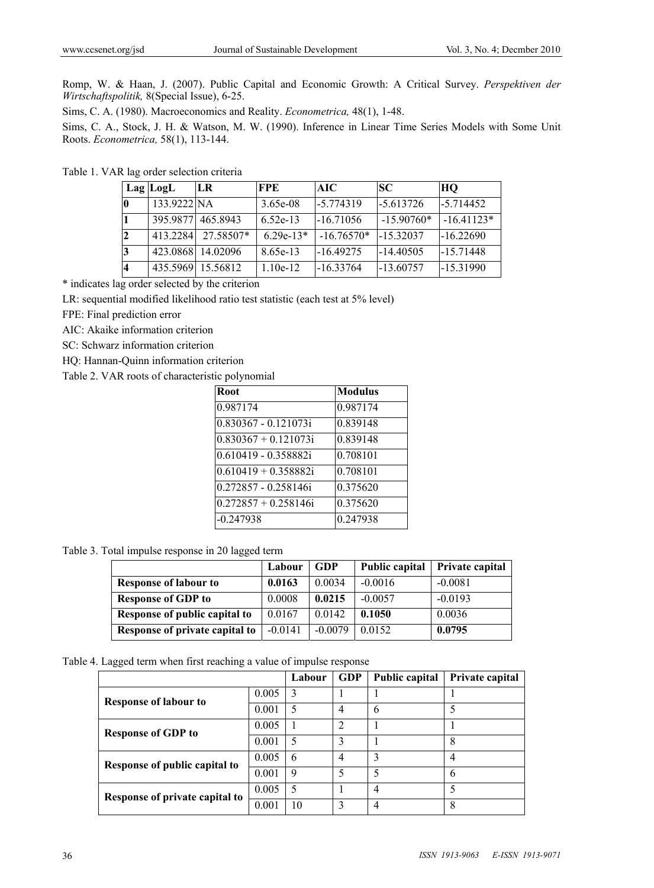Romp, W. & Haan, J. (2007). Public Capital and Economic Growth: A Critical Survey. *Perspektiven der Wirtschaftspolitik,* 8(Special Issue), 6-25.

Sims, C. A. (1980). Macroeconomics and Reality. *Econometrica,* 48(1), 1-48.

Sims, C. A., Stock, J. H. & Watson, M. W. (1990). Inference in Linear Time Series Models with Some Unit Roots. *Econometrica,* 58(1), 113-144.

Table 1. VAR lag order selection criteria

| Lag | LogL | LR | FPE | AIC | SC | HQ |
|---|---|---|---|---|---|---|
| 0 | 133.9222 | NA | 3.65e-08 | -5.774319 | -5.613726 | -5.714452 |
| 1 | 395.9877 | 465.8943 | 6.52e-13 | -16.71056 | -15.90760* | -16.41123* |
| 2 | 413.2284 | 27.58507* | 6.29e-13* | -16.76570* | -15.32037 | -16.22690 |
| 3 | 423.0868 | 14.02096 | 8.65e-13 | -16.49275 | -14.40505 | -15.71448 |
| 4 | 435.5969 | 15.56812 | 1.10e-12 | -16.33764 | -13.60757 | -15.31990 |

* indicates lag order selected by the criterion

LR: sequential modified likelihood ratio test statistic (each test at 5% level)

FPE: Final prediction error

AIC: Akaike information criterion

SC: Schwarz information criterion

HQ: Hannan-Quinn information criterion

Table 2. VAR roots of characteristic polynomial

| Root | Modulus |
|---|---|
| 0.987174 | 0.987174 |
| 0.830367 - 0.121073i | 0.839148 |
| 0.830367 + 0.121073i | 0.839148 |
| 0.610419 - 0.358882i | 0.708101 |
| 0.610419 + 0.358882i | 0.708101 |
| 0.272857 - 0.258146i | 0.375620 |
| 0.272857 + 0.258146i | 0.375620 |
| -0.247938 | 0.247938 |

Table 3. Total impulse response in 20 lagged term

| | Labour | GDP | Public capital | Private capital |
|---|---|---|---|---|
| **Response of labour to** | **0.0163** | 0.0034 | -0.0016 | -0.0081 |
| **Response of GDP to** | 0.0008 | **0.0215** | -0.0057 | -0.0193 |
| **Response of public capital to** | 0.0167 | 0.0142 | **0.1050** | 0.0036 |
| **Response of private capital to** | -0.0141 | -0.0079 | 0.0152 | **0.0795** |

Table 4. Lagged term when first reaching a value of impulse response

| | | Labour | GDP | Public capital | Private capital |
|---|---|---|---|---|---|
| **Response of labour to** | 0.005 | 3 | 1 | 1 | 1 |
| | 0.001 | 5 | 4 | 6 | 5 |
| **Response of GDP to** | 0.005 | 1 | 2 | 1 | 1 |
| | 0.001 | 5 | 3 | 1 | 8 |
| **Response of public capital to** | 0.005 | 6 | 4 | 3 | 4 |
| | 0.001 | 9 | 5 | 5 | 6 |
| **Response of private capital to** | 0.005 | 5 | 1 | 4 | 5 |
| | 0.001 | 10 | 3 | 4 | 8 |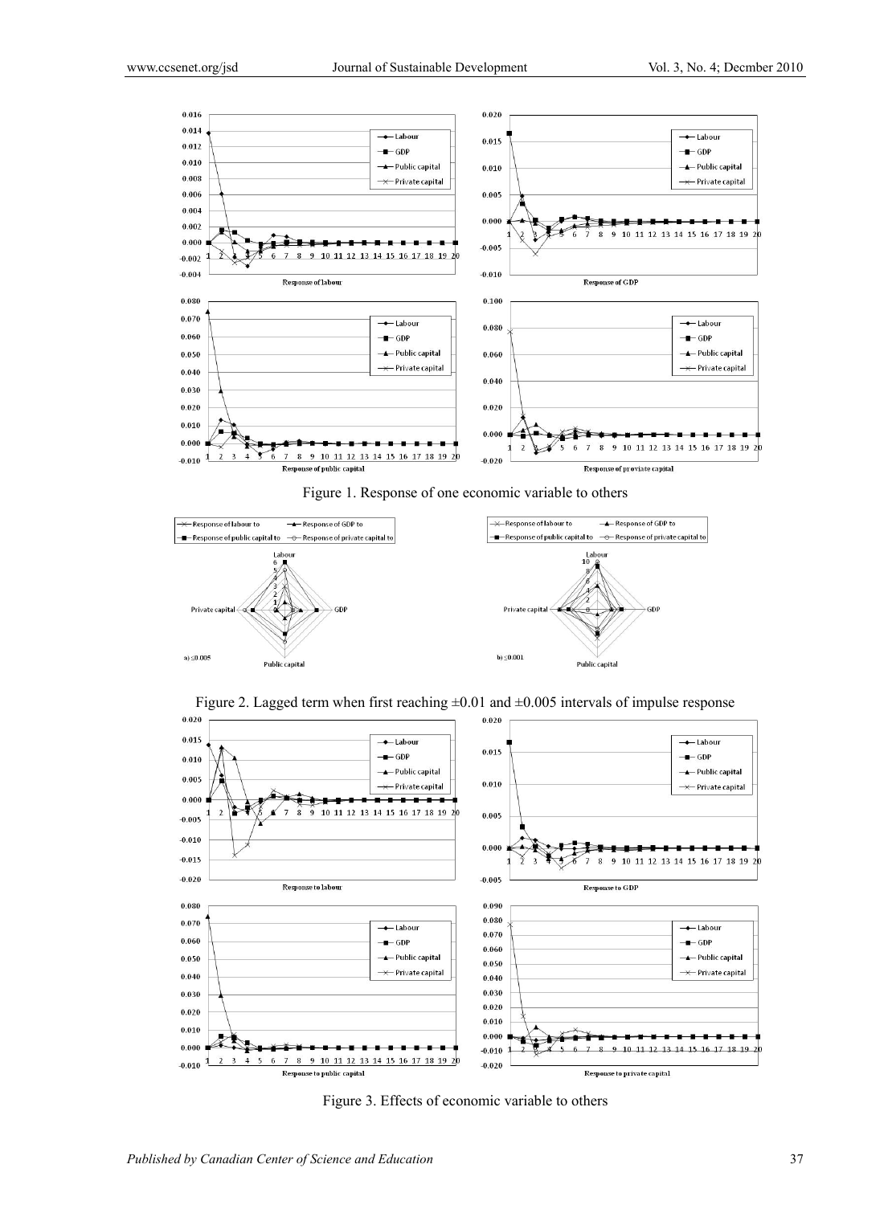0.016
0.014
0.012
0.010
0.008
0.006
0.004
0.002
0.000
-0.002
-0.004
1 2 3 4 5 6 7 8 9 10 11 12 13 14 15 16 17 18 19 20
Labour
GDP
Public capital
Private capital
Response of labour

0.020
0.015
0.010
0.005
0.000
-0.005
-0.010
1 2 3 4 5 6 7 8 9 10 11 12 13 14 15 16 17 18 19 20
Labour
GDP
Public capital
Private capital
Response of GDP

0.080
0.070
0.060
0.050
0.040
0.030
0.020
0.010
0.000
-0.010
1 2 3 4 5 6 7 8 9 10 11 12 13 14 15 16 17 18 19 20
Labour
GDP
Public capital
Private capital
Response of public capital

0.100
0.080
0.060
0.040
0.020
0.000
-0.020
1 2 3 4 5 6 7 8 9 10 11 12 13 14 15 16 17 18 19 20
Labour
GDP
Public capital
Private capital
Response of proviate capital

Figure 1. Response of one economic variable to others

Response of labour to
Response of GDP to
Response of public capital to
Response of private capital to
Labour
6
5
4
3
2
1
0
GDP
Public capital
Private capital
a) ≤0.005

Response of labour to
Response of GDP to
Response of public capital to
Response of private capital to
Labour
10
8
6
4
2
0
GDP
Public capital
Private capital
b) ≤0.001

Figure 2. Lagged term when first reaching ±0.01 and ±0.005 intervals of impulse response

0.020
0.015
0.010
0.005
0.000
-0.005
-0.010
-0.015
-0.020
1 2 3 4 5 6 7 8 9 10 11 12 13 14 15 16 17 18 19 20
Labour
GDP
Public capital
Private capital
Response to labour

0.020
0.015
0.010
0.005
0.000
-0.005
1 2 3 4 5 6 7 8 9 10 11 12 13 14 15 16 17 18 19 20
Labour
GDP
Public capital
Private capital
Response to GDP

0.080
0.070
0.060
0.050
0.040
0.030
0.020
0.010
0.000
-0.010
1 2 3 4 5 6 7 8 9 10 11 12 13 14 15 16 17 18 19 20
Labour
GDP
Public capital
Private capital
Response to public capital

0.090
0.080
0.070
0.060
0.050
0.040
0.030
0.020
0.010
0.000
-0.010
-0.020
1 2 3 4 5 6 7 8 9 10 11 12 13 14 15 16 17 18 19 20
Labour
GDP
Public capital
Private capital
Response to private capital

Figure 3. Effects of economic variable to others